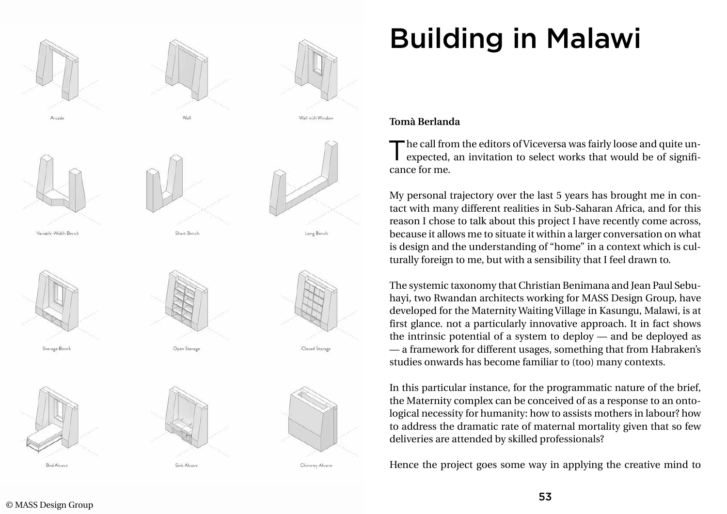Arcade

Wall

Wall with Window

Variable-Width Bench

Short Bench

Long Bench

Storage Bench

Open Storage

Closed Storage

Bed Alcove

Sink Alcove

Chimney Alcove

© MASS Design Group

# Building in Malawi

**Tomà Berlanda**

The call from the editors of Viceversa was fairly loose and quite unexpected, an invitation to select works that would be of significance for me.

My personal trajectory over the last 5 years has brought me in contact with many different realities in Sub-Saharan Africa, and for this reason I chose to talk about this project I have recently come across, because it allows me to situate it within a larger conversation on what is design and the understanding of "home" in a context which is culturally foreign to me, but with a sensibility that I feel drawn to.

The systemic taxonomy that Christian Benimana and Jean Paul Sebuhayi, two Rwandan architects working for MASS Design Group, have developed for the Maternity Waiting Village in Kasungu, Malawi, is at first glance. not a particularly innovative approach. It in fact shows the intrinsic potential of a system to deploy — and be deployed as — a framework for different usages, something that from Habraken's studies onwards has become familiar to (too) many contexts.

In this particular instance, for the programmatic nature of the brief, the Maternity complex can be conceived of as a response to an ontological necessity for humanity: how to assists mothers in labour? how to address the dramatic rate of maternal mortality given that so few deliveries are attended by skilled professionals?

Hence the project goes some way in applying the creative mind to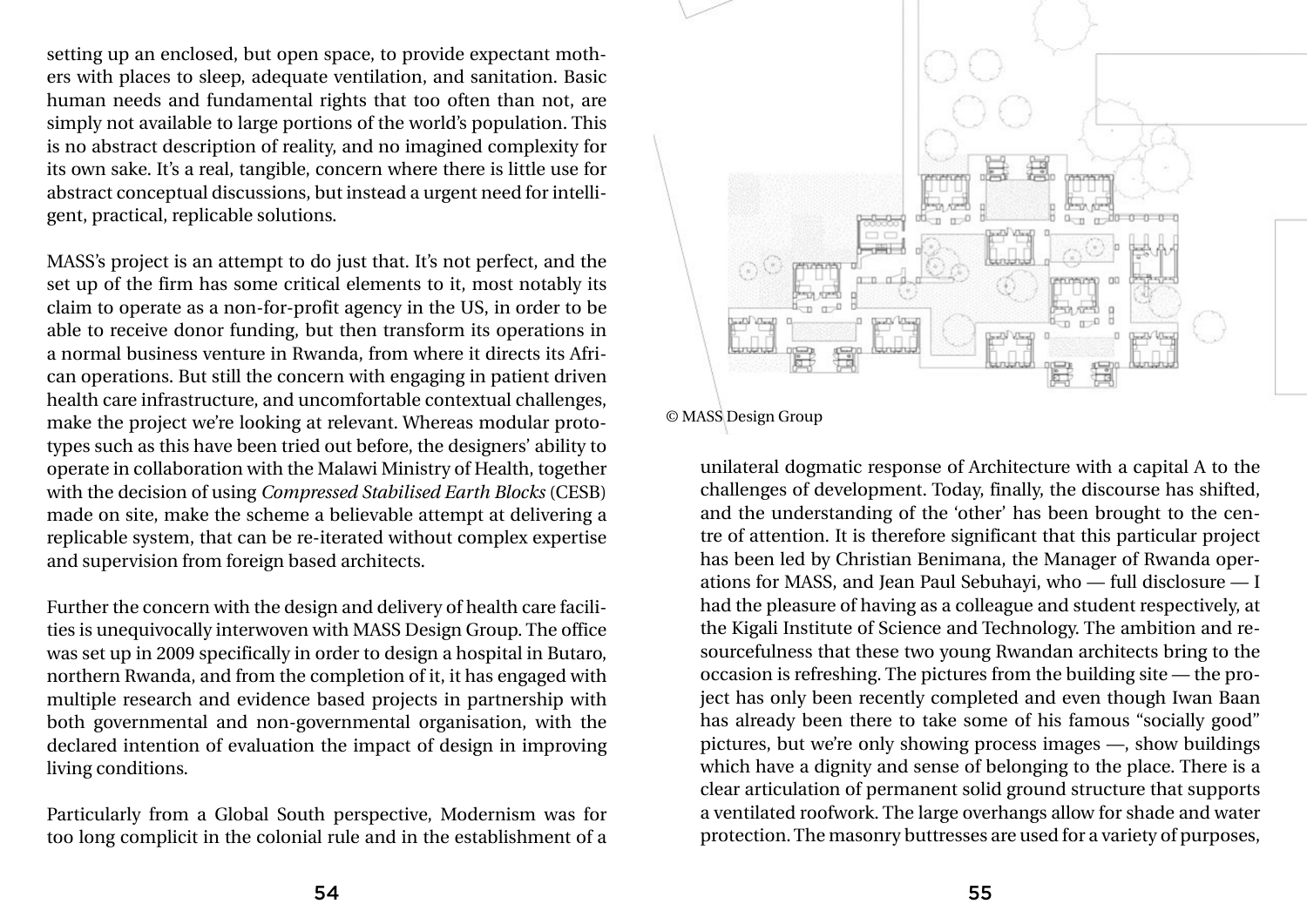setting up an enclosed, but open space, to provide expectant mothers with places to sleep, adequate ventilation, and sanitation. Basic human needs and fundamental rights that too often than not, are simply not available to large portions of the world's population. This is no abstract description of reality, and no imagined complexity for its own sake. It's a real, tangible, concern where there is little use for abstract conceptual discussions, but instead a urgent need for intelligent, practical, replicable solutions.

MASS's project is an attempt to do just that. It's not perfect, and the set up of the firm has some critical elements to it, most notably its claim to operate as a non-for-profit agency in the US, in order to be able to receive donor funding, but then transform its operations in a normal business venture in Rwanda, from where it directs its African operations. But still the concern with engaging in patient driven health care infrastructure, and uncomfortable contextual challenges, make the project we're looking at relevant. Whereas modular prototypes such as this have been tried out before, the designers' ability to operate in collaboration with the Malawi Ministry of Health, together with the decision of using *Compressed Stabilised Earth Blocks* (CESB) made on site, make the scheme a believable attempt at delivering a replicable system, that can be re-iterated without complex expertise and supervision from foreign based architects.

Further the concern with the design and delivery of health care facilities is unequivocally interwoven with MASS Design Group. The office was set up in 2009 specifically in order to design a hospital in Butaro, northern Rwanda, and from the completion of it, it has engaged with multiple research and evidence based projects in partnership with both governmental and non-governmental organisation, with the declared intention of evaluation the impact of design in improving living conditions.

Particularly from a Global South perspective, Modernism was for too long complicit in the colonial rule and in the establishment of a unilateral dogmatic response of Architecture with a capital A to the challenges of development. Today, finally, the discourse has shifted, and the understanding of the 'other' has been brought to the centre of attention. It is therefore significant that this particular project has been led by Christian Benimana, the Manager of Rwanda operations for MASS, and Jean Paul Sebuhayi, who — full disclosure — I had the pleasure of having as a colleague and student respectively, at the Kigali Institute of Science and Technology. The ambition and resourcefulness that these two young Rwandan architects bring to the occasion is refreshing. The pictures from the building site — the project has only been recently completed and even though Iwan Baan has already been there to take some of his famous "socially good" pictures, but we're only showing process images —, show buildings which have a dignity and sense of belonging to the place. There is a clear articulation of permanent solid ground structure that supports a ventilated roofwork. The large overhangs allow for shade and water protection. The masonry buttresses are used for a variety of purposes,

© MASS Design Group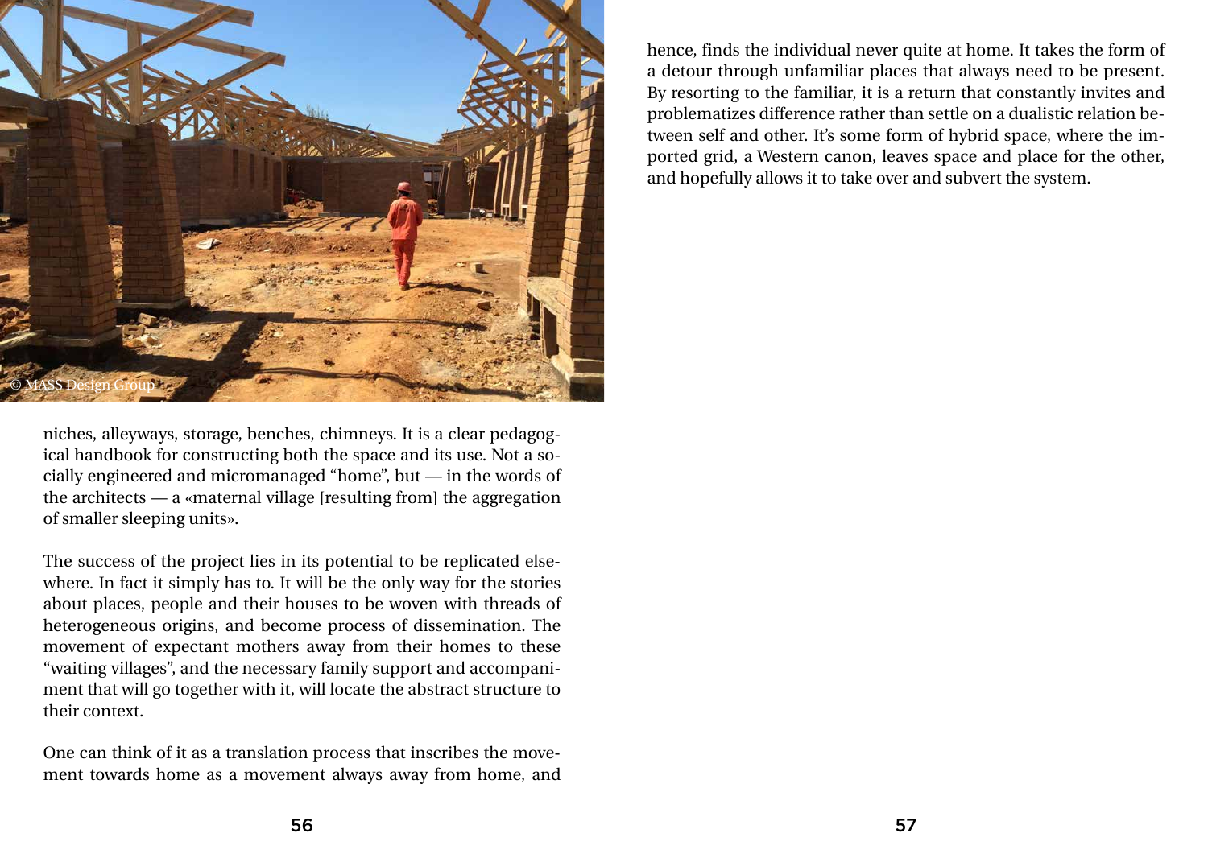© MASS Design Group

niches, alleyways, storage, benches, chimneys. It is a clear pedagogical handbook for constructing both the space and its use. Not a socially engineered and micromanaged "home", but — in the words of the architects — a «maternal village [resulting from] the aggregation of smaller sleeping units».

The success of the project lies in its potential to be replicated elsewhere. In fact it simply has to. It will be the only way for the stories about places, people and their houses to be woven with threads of heterogeneous origins, and become process of dissemination. The movement of expectant mothers away from their homes to these "waiting villages", and the necessary family support and accompaniment that will go together with it, will locate the abstract structure to their context.

One can think of it as a translation process that inscribes the movement towards home as a movement always away from home, and hence, finds the individual never quite at home. It takes the form of a detour through unfamiliar places that always need to be present. By resorting to the familiar, it is a return that constantly invites and problematizes difference rather than settle on a dualistic relation between self and other. It's some form of hybrid space, where the imported grid, a Western canon, leaves space and place for the other, and hopefully allows it to take over and subvert the system.